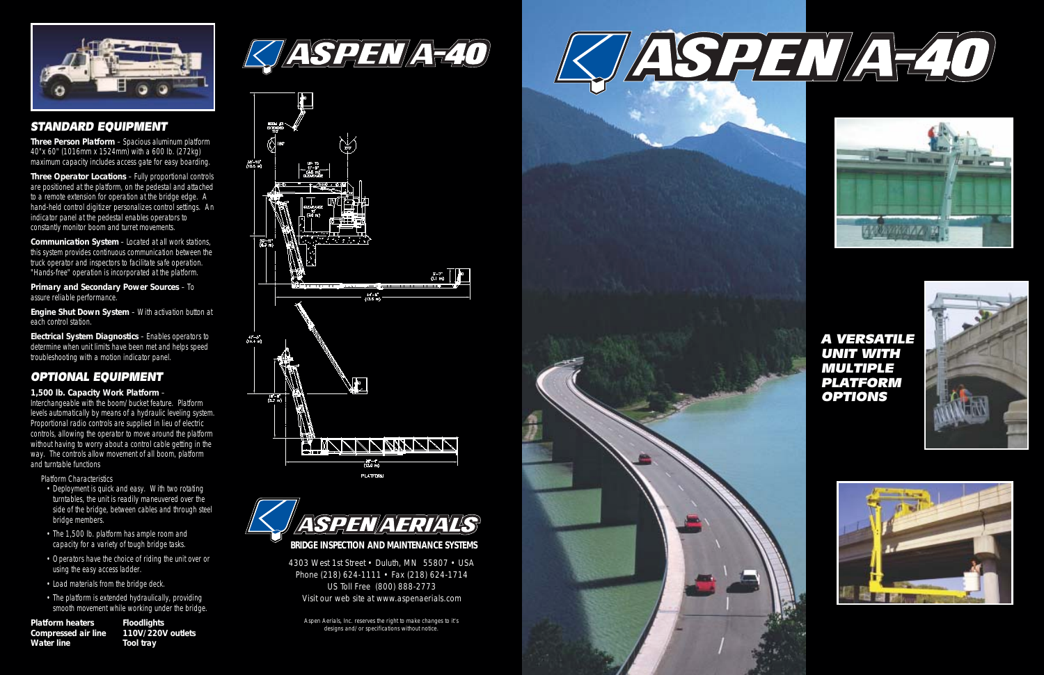## STANDARD EQUIPMENT

**Three Person Platform** – Spacious aluminum platform 40"x 60" (1016mm x 1524mm) with a 600 lb. (272kg) maximum capacity includes access gate for easy boarding.

**Three Operator Locations** – Fully proportional controls are positioned at the platform, on the pedestal and attached to a remote extension for operation at the bridge edge. A hand-held control digitizer personalizes control settings. An indicator panel at the pedestal enables operators to constantly monitor boom and turret movements.

**Communication System** - Located at all work stations, this system provides continuous communication between the truck operator and inspectors to facilitate safe operation. "Hands-free" operation is incorporated at the platform.

**Primary and Secondary Power Sources** – To assure reliable performance.

**Engine Shut Down System** - With activation button at each control station.

**Electrical System Diagnostics** - Enables operators to determine when unit limits have been met and helps speed troubleshooting with a motion indicator panel.

## OPTIONAL EQUIPMENT

**1,500 lb. Capacity Work Platform** - Interchangeable with the boom/bucket feature. Platform levels automatically by means of a hydraulic leveling system. Proportional radio controls are supplied in lieu of electric controls, allowing the operator to move around the platform without having to worry about a control cable getting in the way. The controls allow movement of all boom, platform and turntable functions

Platform Characteristics

- Deployment is quick and easy. With two rotating turntables, the unit is readily maneuvered over the side of the bridge, between cables and through steel bridge members.
- The 1,500 lb. platform has ample room and capacity for a variety of tough bridge tasks.
- Operators have the choice of riding the unit over or using the easy access ladder.
- Load materials from the bridge deck.
- The platform is extended hydraulically, providing smooth movement while working under the bridge.

| | |
|---|---|
| **Platform heaters** | **Floodlights** |
| **Compressed air line** | **110V/220V outlets** |
| **Water line** | **Tool tray** |

# ASPEN A-40

# ASPEN AERIALS

**BRIDGE INSPECTION AND MAINTENANCE SYSTEMS**

4303 West 1st Street • Duluth, MN 55807 • USA
Phone (218) 624-1111 • Fax (218) 624-1714
US Toll Free (800) 888-2773
Visit our web site at www.aspenaerials.com

Aspen Aerials, Inc. reserves the right to make changes to it's designs and/or specifications without notice.

# ASPEN A-40

## *A VERSATILE UNIT WITH MULTIPLE PLATFORM OPTIONS*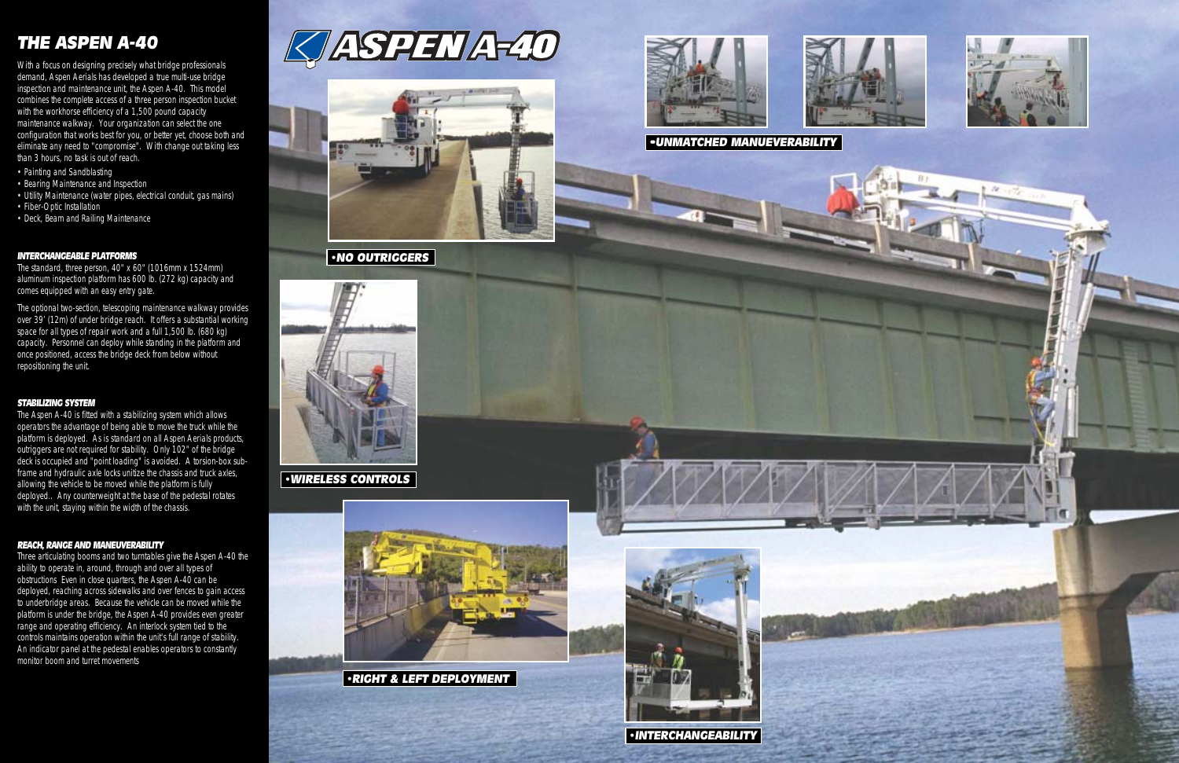# THE ASPEN A-40

With a focus on designing precisely what bridge professionals demand, Aspen Aerials has developed a true multi-use bridge inspection and maintenance unit, the Aspen A-40. This model combines the complete access of a three person inspection bucket with the workhorse efficiency of a 1,500 pound capacity maintenance walkway. Your organization can select the one configuration that works best for you, or better yet, choose both and eliminate any need to "compromise". With change out taking less than 3 hours, no task is out of reach.

- Painting and Sandblasting
- Bearing Maintenance and Inspection
- Utility Maintenance (water pipes, electrical conduit, gas mains)
- Fiber-Optic Installation
- Deck, Beam and Railing Maintenance

### INTERCHANGEABLE PLATFORMS

The standard, three person, 40" x 60" (1016mm x 1524mm) aluminum inspection platform has 600 lb. (272 kg) capacity and comes equipped with an easy entry gate.

The optional two-section, telescoping maintenance walkway provides over 39' (12m) of under bridge reach. It offers a substantial working space for all types of repair work and a full 1,500 lb. (680 kg) capacity. Personnel can deploy while standing in the platform and once positioned, access the bridge deck from below without repositioning the unit.

### STABILIZING SYSTEM

The Aspen A-40 is fitted with a stabilizing system which allows operators the advantage of being able to move the truck while the platform is deployed. As is standard on all Aspen Aerials products, outriggers are not required for stability. Only 102" of the bridge deck is occupied and "point loading" is avoided. A torsion-box sub-frame and hydraulic axle locks unitize the chassis and truck axles, allowing the vehicle to be moved while the platform is fully deployed.. Any counterweight at the base of the pedestal rotates with the unit, staying within the width of the chassis.

### REACH, RANGE AND MANEUVERABILITY

Three articulating booms and two turntables give the Aspen A-40 the ability to operate in, around, through and over all types of obstructions Even in close quarters, the Aspen A-40 can be deployed, reaching across sidewalks and over fences to gain access to underbridge areas. Because the vehicle can be moved while the platform is under the bridge, the Aspen A-40 provides even greater range and operating efficiency. An interlock system tied to the controls maintains operation within the unit's full range of stability. An indicator panel at the pedestal enables operators to constantly monitor boom and turret movements

# ASPEN A-40

•NO OUTRIGGERS

•UNMATCHED MANUEVERABILITY

•WIRELESS CONTROLS

•RIGHT & LEFT DEPLOYMENT

•INTERCHANGEABILITY